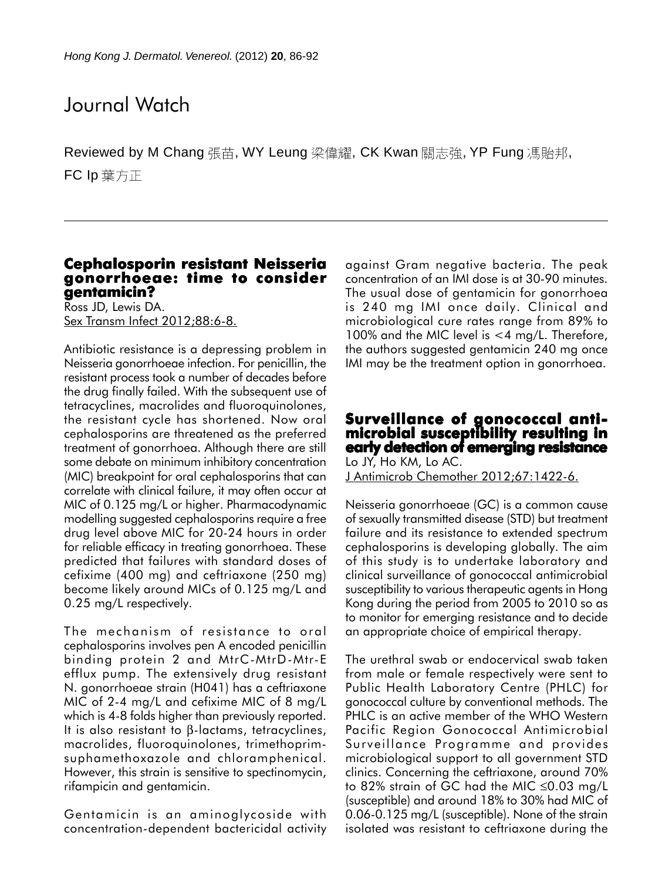# Journal Watch

Reviewed by M Chang 張苗, WY Leung 梁偉耀, CK Kwan 關志強, YP Fung 馮貽邦, FC Ip 葉方正

## Cephalosporin resistant Neisseria gonorrhoeae: time to consider gentamicin?

Ross JD, Lewis DA.
Sex Transm Infect 2012;88:6-8.

Antibiotic resistance is a depressing problem in Neisseria gonorrhoeae infection. For penicillin, the resistant process took a number of decades before the drug finally failed. With the subsequent use of tetracyclines, macrolides and fluoroquinolones, the resistant cycle has shortened. Now oral cephalosporins are threatened as the preferred treatment of gonorrhoea. Although there are still some debate on minimum inhibitory concentration (MIC) breakpoint for oral cephalosporins that can correlate with clinical failure, it may often occur at MIC of 0.125 mg/L or higher. Pharmacodynamic modelling suggested cephalosporins require a free drug level above MIC for 20-24 hours in order for reliable efficacy in treating gonorrhoea. These predicted that failures with standard doses of cefixime (400 mg) and ceftriaxone (250 mg) become likely around MICs of 0.125 mg/L and 0.25 mg/L respectively.

The mechanism of resistance to oral cephalosporins involves pen A encoded penicillin binding protein 2 and MtrC-MtrD-Mtr-E efflux pump. The extensively drug resistant N. gonorrhoeae strain (H041) has a ceftriaxone MIC of 2-4 mg/L and cefixime MIC of 8 mg/L which is 4-8 folds higher than previously reported. It is also resistant to β-lactams, tetracyclines, macrolides, fluoroquinolones, trimethoprim-suphamethoxazole and chloramphenical. However, this strain is sensitive to spectinomycin, rifampicin and gentamicin.

Gentamicin is an aminoglycoside with concentration-dependent bactericidal activity against Gram negative bacteria. The peak concentration of an IMI dose is at 30-90 minutes. The usual dose of gentamicin for gonorrhoea is 240 mg IMI once daily. Clinical and microbiological cure rates range from 89% to 100% and the MIC level is <4 mg/L. Therefore, the authors suggested gentamicin 240 mg once IMI may be the treatment option in gonorrhoea.

## Surveillance of gonococcal antimicrobial susceptibility resulting in early detection of emerging resistance

Lo JY, Ho KM, Lo AC.
J Antimicrob Chemother 2012;67:1422-6.

Neisseria gonorrhoeae (GC) is a common cause of sexually transmitted disease (STD) but treatment failure and its resistance to extended spectrum cephalosporins is developing globally. The aim of this study is to undertake laboratory and clinical surveillance of gonococcal antimicrobial susceptibility to various therapeutic agents in Hong Kong during the period from 2005 to 2010 so as to monitor for emerging resistance and to decide an appropriate choice of empirical therapy.

The urethral swab or endocervical swab taken from male or female respectively were sent to Public Health Laboratory Centre (PHLC) for gonococcal culture by conventional methods. The PHLC is an active member of the WHO Western Pacific Region Gonococcal Antimicrobial Surveillance Programme and provides microbiological support to all government STD clinics. Concerning the ceftriaxone, around 70% to 82% strain of GC had the MIC ≤0.03 mg/L (susceptible) and around 18% to 30% had MIC of 0.06-0.125 mg/L (susceptible). None of the strain isolated was resistant to ceftriaxone during the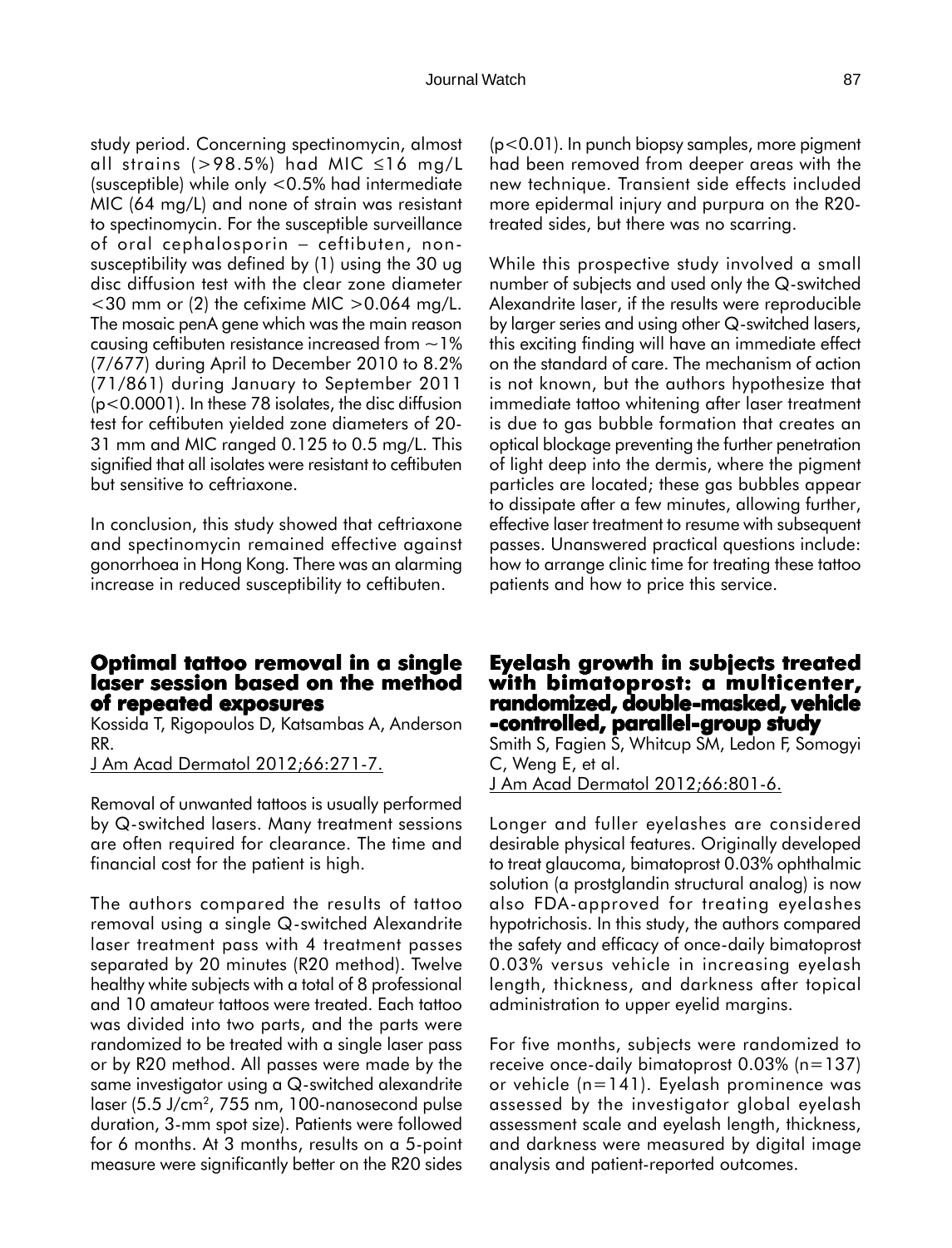study period. Concerning spectinomycin, almost all strains (>98.5%) had MIC ≤16 mg/L (susceptible) while only <0.5% had intermediate MIC (64 mg/L) and none of strain was resistant to spectinomycin. For the susceptible surveillance of oral cephalosporin – ceftibuten, non-susceptibility was defined by (1) using the 30 ug disc diffusion test with the clear zone diameter <30 mm or (2) the cefixime MIC >0.064 mg/L. The mosaic penA gene which was the main reason causing ceftibuten resistance increased from ~1% (7/677) during April to December 2010 to 8.2% (71/861) during January to September 2011 ($p<0.0001$). In these 78 isolates, the disc diffusion test for ceftibuten yielded zone diameters of 20-31 mm and MIC ranged 0.125 to 0.5 mg/L. This signified that all isolates were resistant to ceftibuten but sensitive to ceftriaxone.

In conclusion, this study showed that ceftriaxone and spectinomycin remained effective against gonorrhoea in Hong Kong. There was an alarming increase in reduced susceptibility to ceftibuten.

## Optimal tattoo removal in a single laser session based on the method of repeated exposures

Kossida T, Rigopoulos D, Katsambas A, Anderson RR.

J Am Acad Dermatol 2012;66:271-7.

Removal of unwanted tattoos is usually performed by Q-switched lasers. Many treatment sessions are often required for clearance. The time and financial cost for the patient is high.

The authors compared the results of tattoo removal using a single Q-switched Alexandrite laser treatment pass with 4 treatment passes separated by 20 minutes (R20 method). Twelve healthy white subjects with a total of 8 professional and 10 amateur tattoos were treated. Each tattoo was divided into two parts, and the parts were randomized to be treated with a single laser pass or by R20 method. All passes were made by the same investigator using a Q-switched alexandrite laser (5.5 J/cm$^2$, 755 nm, 100-nanosecond pulse duration, 3-mm spot size). Patients were followed for 6 months. At 3 months, results on a 5-point measure were significantly better on the R20 sides ($p<0.01$). In punch biopsy samples, more pigment had been removed from deeper areas with the new technique. Transient side effects included more epidermal injury and purpura on the R20-treated sides, but there was no scarring.

While this prospective study involved a small number of subjects and used only the Q-switched Alexandrite laser, if the results were reproducible by larger series and using other Q-switched lasers, this exciting finding will have an immediate effect on the standard of care. The mechanism of action is not known, but the authors hypothesize that immediate tattoo whitening after laser treatment is due to gas bubble formation that creates an optical blockage preventing the further penetration of light deep into the dermis, where the pigment particles are located; these gas bubbles appear to dissipate after a few minutes, allowing further, effective laser treatment to resume with subsequent passes. Unanswered practical questions include: how to arrange clinic time for treating these tattoo patients and how to price this service.

## Eyelash growth in subjects treated with bimatoprost: a multicenter, randomized, double-masked, vehicle-controlled, parallel-group study

Smith S, Fagien S, Whitcup SM, Ledon F, Somogyi C, Weng E, et al.

J Am Acad Dermatol 2012;66:801-6.

Longer and fuller eyelashes are considered desirable physical features. Originally developed to treat glaucoma, bimatoprost 0.03% ophthalmic solution (a prostglandin structural analog) is now also FDA-approved for treating eyelashes hypotrichosis. In this study, the authors compared the safety and efficacy of once-daily bimatoprost 0.03% versus vehicle in increasing eyelash length, thickness, and darkness after topical administration to upper eyelid margins.

For five months, subjects were randomized to receive once-daily bimatoprost 0.03% (n=137) or vehicle (n=141). Eyelash prominence was assessed by the investigator global eyelash assessment scale and eyelash length, thickness, and darkness were measured by digital image analysis and patient-reported outcomes.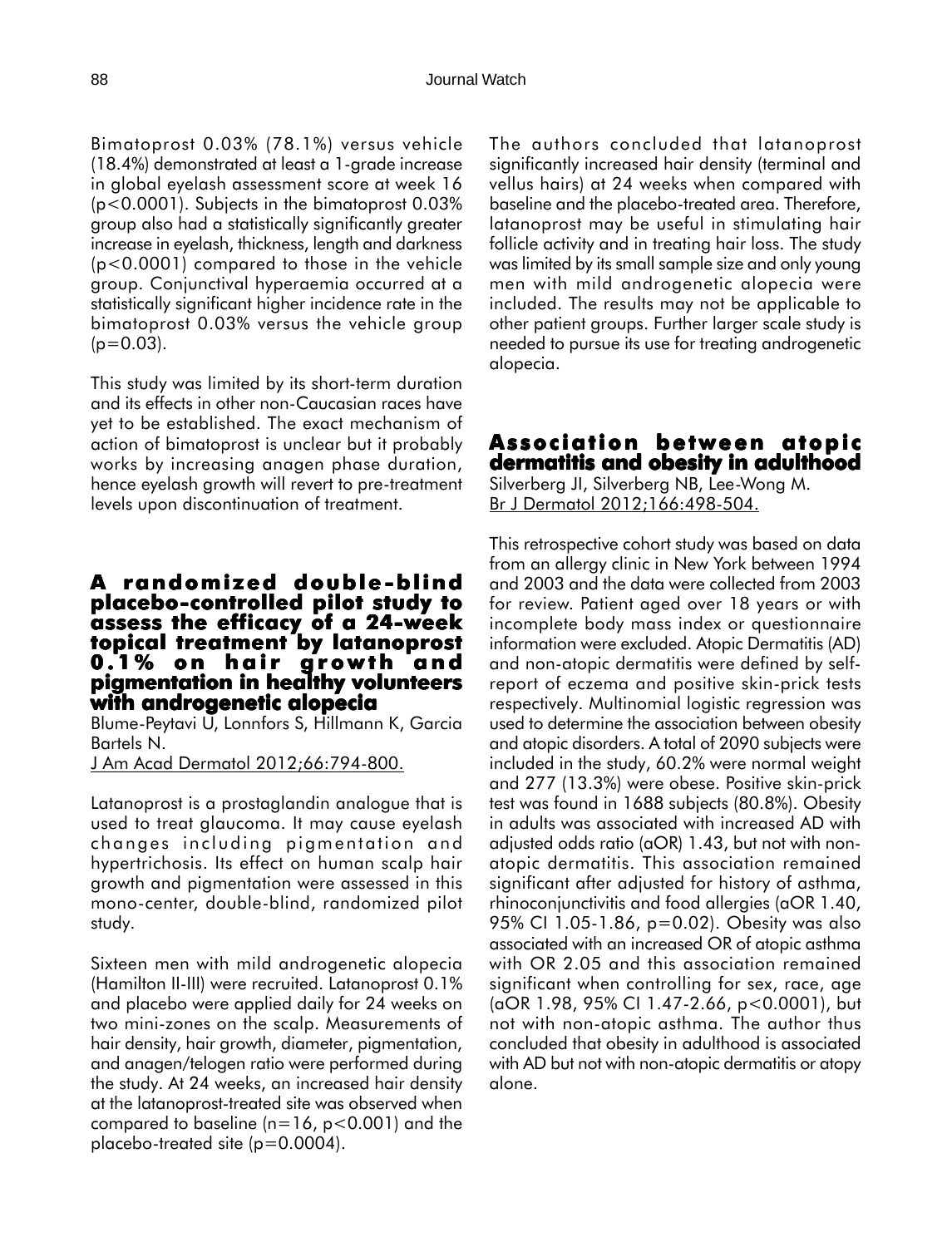Bimatoprost 0.03% (78.1%) versus vehicle (18.4%) demonstrated at least a 1-grade increase in global eyelash assessment score at week 16 ($p<0.0001$). Subjects in the bimatoprost 0.03% group also had a statistically significantly greater increase in eyelash, thickness, length and darkness ($p<0.0001$) compared to those in the vehicle group. Conjunctival hyperaemia occurred at a statistically significant higher incidence rate in the bimatoprost 0.03% versus the vehicle group ($p=0.03$).

This study was limited by its short-term duration and its effects in other non-Caucasian races have yet to be established. The exact mechanism of action of bimatoprost is unclear but it probably works by increasing anagen phase duration, hence eyelash growth will revert to pre-treatment levels upon discontinuation of treatment.

## A randomized double-blind placebo-controlled pilot study to assess the efficacy of a 24-week topical treatment by latanoprost 0.1% on hair growth and pigmentation in healthy volunteers with androgenetic alopecia

Blume-Peytavi U, Lonnfors S, Hillmann K, Garcia Bartels N.
J Am Acad Dermatol 2012;66:794-800.

Latanoprost is a prostaglandin analogue that is used to treat glaucoma. It may cause eyelash changes including pigmentation and hypertrichosis. Its effect on human scalp hair growth and pigmentation were assessed in this mono-center, double-blind, randomized pilot study.

Sixteen men with mild androgenetic alopecia (Hamilton II-III) were recruited. Latanoprost 0.1% and placebo were applied daily for 24 weeks on two mini-zones on the scalp. Measurements of hair density, hair growth, diameter, pigmentation, and anagen/telogen ratio were performed during the study. At 24 weeks, an increased hair density at the latanoprost-treated site was observed when compared to baseline ($n=16$, $p<0.001$) and the placebo-treated site ($p=0.0004$).

The authors concluded that latanoprost significantly increased hair density (terminal and vellus hairs) at 24 weeks when compared with baseline and the placebo-treated area. Therefore, latanoprost may be useful in stimulating hair follicle activity and in treating hair loss. The study was limited by its small sample size and only young men with mild androgenetic alopecia were included. The results may not be applicable to other patient groups. Further larger scale study is needed to pursue its use for treating androgenetic alopecia.

## Association between atopic dermatitis and obesity in adulthood

Silverberg JI, Silverberg NB, Lee-Wong M.
Br J Dermatol 2012;166:498-504.

This retrospective cohort study was based on data from an allergy clinic in New York between 1994 and 2003 and the data were collected from 2003 for review. Patient aged over 18 years or with incomplete body mass index or questionnaire information were excluded. Atopic Dermatitis (AD) and non-atopic dermatitis were defined by self-report of eczema and positive skin-prick tests respectively. Multinomial logistic regression was used to determine the association between obesity and atopic disorders. A total of 2090 subjects were included in the study, 60.2% were normal weight and 277 (13.3%) were obese. Positive skin-prick test was found in 1688 subjects (80.8%). Obesity in adults was associated with increased AD with adjusted odds ratio (aOR) 1.43, but not with non-atopic dermatitis. This association remained significant after adjusted for history of asthma, rhinoconjunctivitis and food allergies (aOR 1.40, 95% CI 1.05-1.86, $p=0.02$). Obesity was also associated with an increased OR of atopic asthma with OR 2.05 and this association remained significant when controlling for sex, race, age (aOR 1.98, 95% CI 1.47-2.66, $p<0.0001$), but not with non-atopic asthma. The author thus concluded that obesity in adulthood is associated with AD but not with non-atopic dermatitis or atopy alone.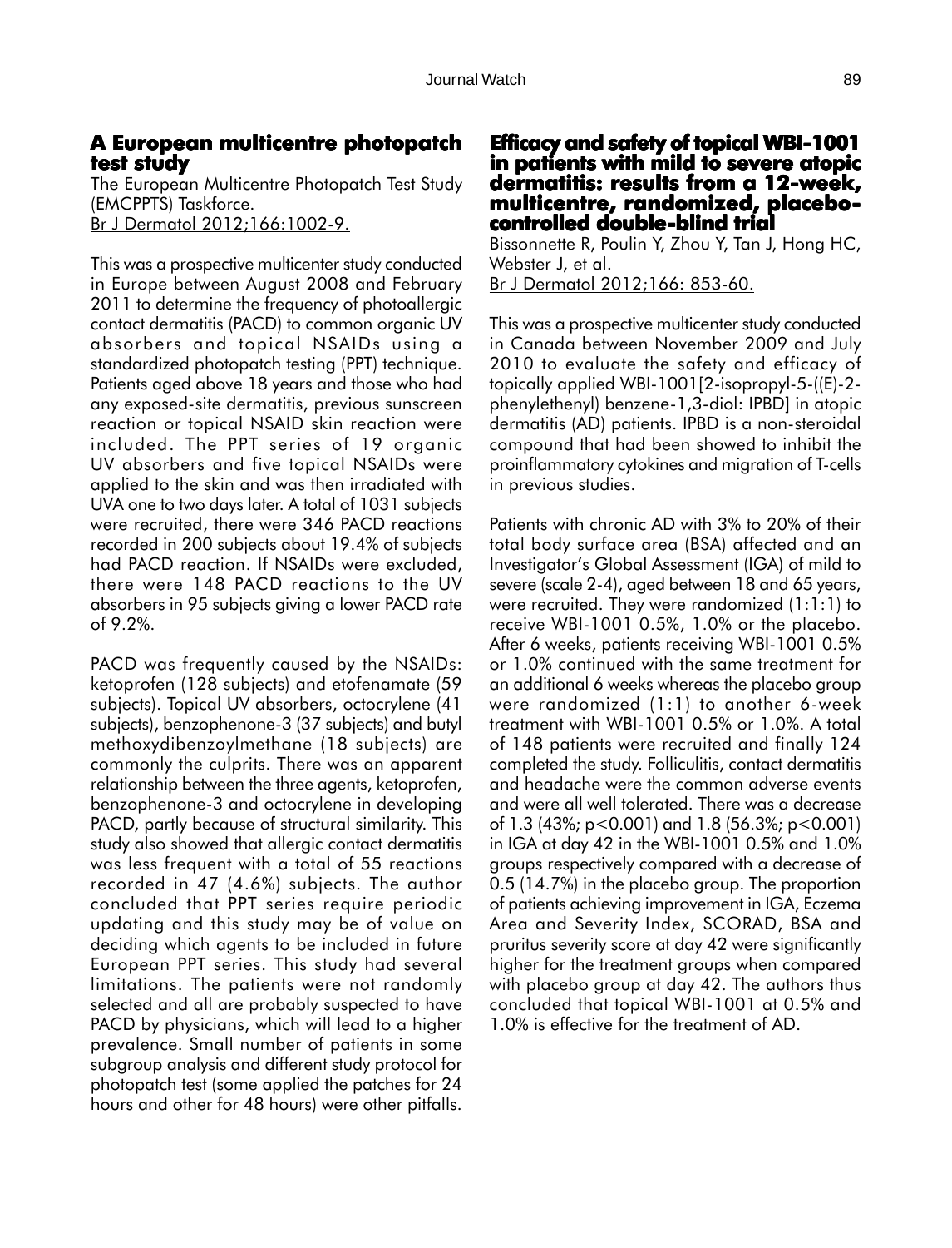## A European multicentre photopatch test study

The European Multicentre Photopatch Test Study (EMCPPTS) Taskforce.
Br J Dermatol 2012;166:1002-9.

This was a prospective multicenter study conducted in Europe between August 2008 and February 2011 to determine the frequency of photoallergic contact dermatitis (PACD) to common organic UV absorbers and topical NSAIDs using a standardized photopatch testing (PPT) technique. Patients aged above 18 years and those who had any exposed-site dermatitis, previous sunscreen reaction or topical NSAID skin reaction were included. The PPT series of 19 organic UV absorbers and five topical NSAIDs were applied to the skin and was then irradiated with UVA one to two days later. A total of 1031 subjects were recruited, there were 346 PACD reactions recorded in 200 subjects about 19.4% of subjects had PACD reaction. If NSAIDs were excluded, there were 148 PACD reactions to the UV absorbers in 95 subjects giving a lower PACD rate of 9.2%.

PACD was frequently caused by the NSAIDs: ketoprofen (128 subjects) and etofenamate (59 subjects). Topical UV absorbers, octocrylene (41 subjects), benzophenone-3 (37 subjects) and butyl methoxydibenzoylmethane (18 subjects) are commonly the culprits. There was an apparent relationship between the three agents, ketoprofen, benzophenone-3 and octocrylene in developing PACD, partly because of structural similarity. This study also showed that allergic contact dermatitis was less frequent with a total of 55 reactions recorded in 47 (4.6%) subjects. The author concluded that PPT series require periodic updating and this study may be of value on deciding which agents to be included in future European PPT series. This study had several limitations. The patients were not randomly selected and all are probably suspected to have PACD by physicians, which will lead to a higher prevalence. Small number of patients in some subgroup analysis and different study protocol for photopatch test (some applied the patches for 24 hours and other for 48 hours) were other pitfalls.

## Efficacy and safety of topical WBI-1001 in patients with mild to severe atopic dermatitis: results from a 12-week, multicentre, randomized, placebo-controlled double-blind trial

Bissonnette R, Poulin Y, Zhou Y, Tan J, Hong HC, Webster J, et al.
Br J Dermatol 2012;166: 853-60.

This was a prospective multicenter study conducted in Canada between November 2009 and July 2010 to evaluate the safety and efficacy of topically applied WBI-1001[2-isopropyl-5-((E)-2-phenylethenyl) benzene-1,3-diol: IPBD] in atopic dermatitis (AD) patients. IPBD is a non-steroidal compound that had been showed to inhibit the proinflammatory cytokines and migration of T-cells in previous studies.

Patients with chronic AD with 3% to 20% of their total body surface area (BSA) affected and an Investigator's Global Assessment (IGA) of mild to severe (scale 2-4), aged between 18 and 65 years, were recruited. They were randomized (1:1:1) to receive WBI-1001 0.5%, 1.0% or the placebo. After 6 weeks, patients receiving WBI-1001 0.5% or 1.0% continued with the same treatment for an additional 6 weeks whereas the placebo group were randomized (1:1) to another 6-week treatment with WBI-1001 0.5% or 1.0%. A total of 148 patients were recruited and finally 124 completed the study. Folliculitis, contact dermatitis and headache were the common adverse events and were all well tolerated. There was a decrease of 1.3 (43%; $p<0.001$) and 1.8 (56.3%; $p<0.001$) in IGA at day 42 in the WBI-1001 0.5% and 1.0% groups respectively compared with a decrease of 0.5 (14.7%) in the placebo group. The proportion of patients achieving improvement in IGA, Eczema Area and Severity Index, SCORAD, BSA and pruritus severity score at day 42 were significantly higher for the treatment groups when compared with placebo group at day 42. The authors thus concluded that topical WBI-1001 at 0.5% and 1.0% is effective for the treatment of AD.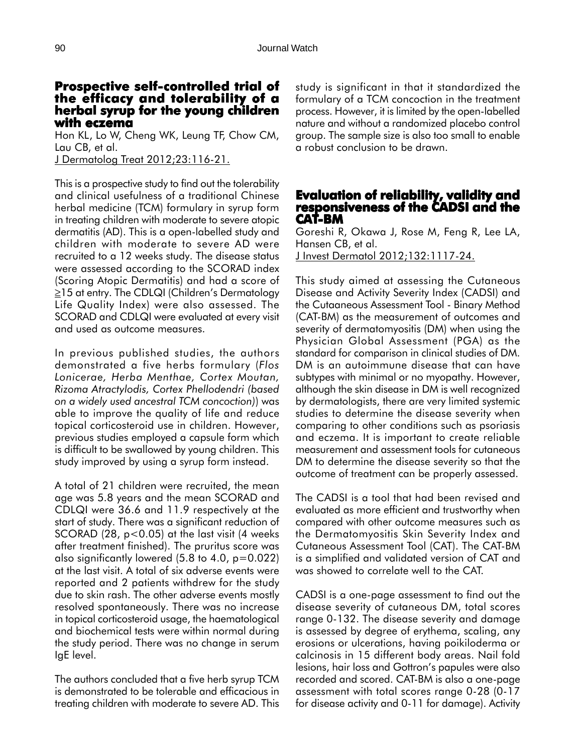## Prospective self-controlled trial of the efficacy and tolerability of a herbal syrup for the young children with eczema

Hon KL, Lo W, Cheng WK, Leung TF, Chow CM, Lau CB, et al.
J Dermatolog Treat 2012;23:116-21.

This is a prospective study to find out the tolerability and clinical usefulness of a traditional Chinese herbal medicine (TCM) formulary in syrup form in treating children with moderate to severe atopic dermatitis (AD). This is a open-labelled study and children with moderate to severe AD were recruited to a 12 weeks study. The disease status were assessed according to the SCORAD index (Scoring Atopic Dermatitis) and had a score of ≥15 at entry. The CDLQI (Children's Dermatology Life Quality Index) were also assessed. The SCORAD and CDLQI were evaluated at every visit and used as outcome measures.

In previous published studies, the authors demonstrated a five herbs formulary (*Flos Lonicerae, Herba Menthae, Cortex Moutan, Rizoma Atractylodis, Cortex Phellodendri (based on a widely used ancestral TCM concoction)*) was able to improve the quality of life and reduce topical corticosteroid use in children. However, previous studies employed a capsule form which is difficult to be swallowed by young children. This study improved by using a syrup form instead.

A total of 21 children were recruited, the mean age was 5.8 years and the mean SCORAD and CDLQI were 36.6 and 11.9 respectively at the start of study. There was a significant reduction of SCORAD (28, $p<0.05$) at the last visit (4 weeks after treatment finished). The pruritus score was also significantly lowered (5.8 to 4.0, $p=0.022$) at the last visit. A total of six adverse events were reported and 2 patients withdrew for the study due to skin rash. The other adverse events mostly resolved spontaneously. There was no increase in topical corticosteroid usage, the haematological and biochemical tests were within normal during the study period. There was no change in serum IgE level.

The authors concluded that a five herb syrup TCM is demonstrated to be tolerable and efficacious in treating children with moderate to severe AD. This study is significant in that it standardized the formulary of a TCM concoction in the treatment process. However, it is limited by the open-labelled nature and without a randomized placebo control group. The sample size is also too small to enable a robust conclusion to be drawn.

## Evaluation of reliability, validity and responsiveness of the CADSI and the CAT-BM

Goreshi R, Okawa J, Rose M, Feng R, Lee LA, Hansen CB, et al.
J Invest Dermatol 2012;132:1117-24.

This study aimed at assessing the Cutaneous Disease and Activity Severity Index (CADSI) and the Cutaaneous Assessment Tool - Binary Method (CAT-BM) as the measurement of outcomes and severity of dermatomyositis (DM) when using the Physician Global Assessment (PGA) as the standard for comparison in clinical studies of DM. DM is an autoimmune disease that can have subtypes with minimal or no myopathy. However, although the skin disease in DM is well recognized by dermatologists, there are very limited systemic studies to determine the disease severity when comparing to other conditions such as psoriasis and eczema. It is important to create reliable measurement and assessment tools for cutaneous DM to determine the disease severity so that the outcome of treatment can be properly assessed.

The CADSI is a tool that had been revised and evaluated as more efficient and trustworthy when compared with other outcome measures such as the Dermatomyositis Skin Severity Index and Cutaneous Assessment Tool (CAT). The CAT-BM is a simplified and validated version of CAT and was showed to correlate well to the CAT.

CADSI is a one-page assessment to find out the disease severity of cutaneous DM, total scores range 0-132. The disease severity and damage is assessed by degree of erythema, scaling, any erosions or ulcerations, having poikiloderma or calcinosis in 15 different body areas. Nail fold lesions, hair loss and Gottron's papules were also recorded and scored. CAT-BM is also a one-page assessment with total scores range 0-28 (0-17 for disease activity and 0-11 for damage). Activity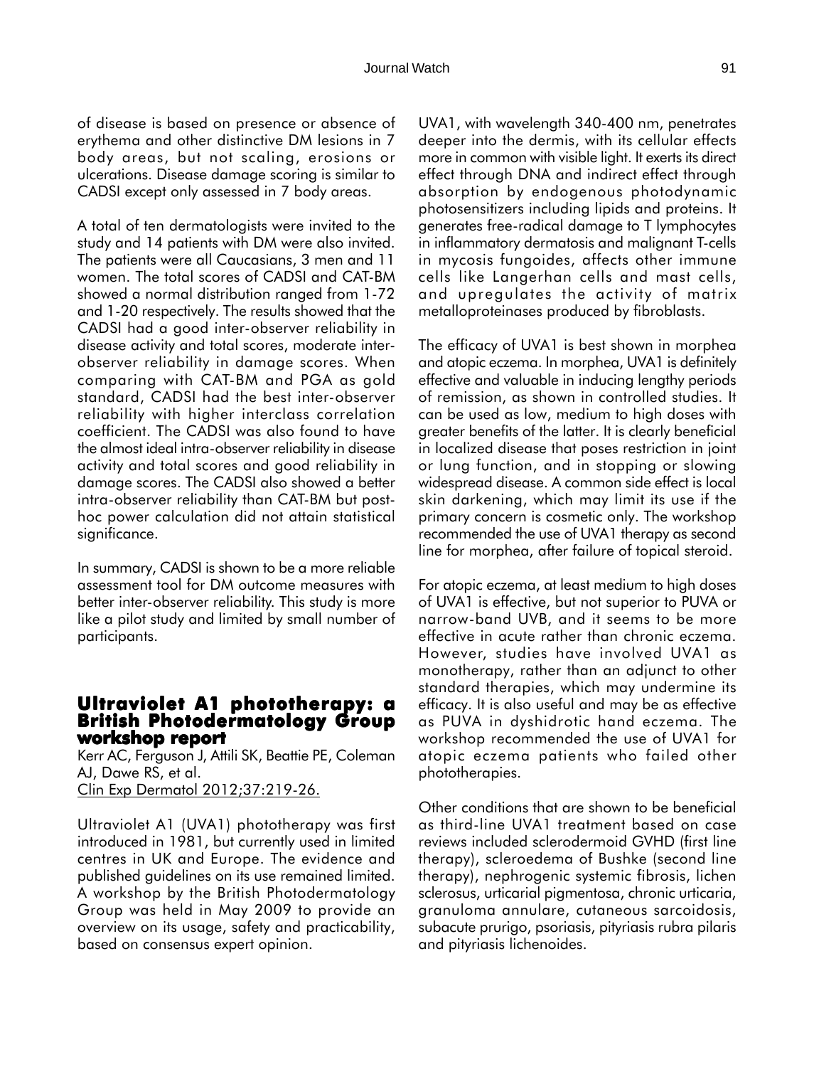of disease is based on presence or absence of erythema and other distinctive DM lesions in 7 body areas, but not scaling, erosions or ulcerations. Disease damage scoring is similar to CADSI except only assessed in 7 body areas.

A total of ten dermatologists were invited to the study and 14 patients with DM were also invited. The patients were all Caucasians, 3 men and 11 women. The total scores of CADSI and CAT-BM showed a normal distribution ranged from 1-72 and 1-20 respectively. The results showed that the CADSI had a good inter-observer reliability in disease activity and total scores, moderate inter-observer reliability in damage scores. When comparing with CAT-BM and PGA as gold standard, CADSI had the best inter-observer reliability with higher interclass correlation coefficient. The CADSI was also found to have the almost ideal intra-observer reliability in disease activity and total scores and good reliability in damage scores. The CADSI also showed a better intra-observer reliability than CAT-BM but post-hoc power calculation did not attain statistical significance.

In summary, CADSI is shown to be a more reliable assessment tool for DM outcome measures with better inter-observer reliability. This study is more like a pilot study and limited by small number of participants.

## Ultraviolet A1 phototherapy: a British Photodermatology Group workshop report

Kerr AC, Ferguson J, Attili SK, Beattie PE, Coleman AJ, Dawe RS, et al.
Clin Exp Dermatol 2012;37:219-26.

Ultraviolet A1 (UVA1) phototherapy was first introduced in 1981, but currently used in limited centres in UK and Europe. The evidence and published guidelines on its use remained limited. A workshop by the British Photodermatology Group was held in May 2009 to provide an overview on its usage, safety and practicability, based on consensus expert opinion.

UVA1, with wavelength 340-400 nm, penetrates deeper into the dermis, with its cellular effects more in common with visible light. It exerts its direct effect through DNA and indirect effect through absorption by endogenous photodynamic photosensitizers including lipids and proteins. It generates free-radical damage to T lymphocytes in inflammatory dermatosis and malignant T-cells in mycosis fungoides, affects other immune cells like Langerhan cells and mast cells, and upregulates the activity of matrix metalloproteinases produced by fibroblasts.

The efficacy of UVA1 is best shown in morphea and atopic eczema. In morphea, UVA1 is definitely effective and valuable in inducing lengthy periods of remission, as shown in controlled studies. It can be used as low, medium to high doses with greater benefits of the latter. It is clearly beneficial in localized disease that poses restriction in joint or lung function, and in stopping or slowing widespread disease. A common side effect is local skin darkening, which may limit its use if the primary concern is cosmetic only. The workshop recommended the use of UVA1 therapy as second line for morphea, after failure of topical steroid.

For atopic eczema, at least medium to high doses of UVA1 is effective, but not superior to PUVA or narrow-band UVB, and it seems to be more effective in acute rather than chronic eczema. However, studies have involved UVA1 as monotherapy, rather than an adjunct to other standard therapies, which may undermine its efficacy. It is also useful and may be as effective as PUVA in dyshidrotic hand eczema. The workshop recommended the use of UVA1 for atopic eczema patients who failed other phototherapies.

Other conditions that are shown to be beneficial as third-line UVA1 treatment based on case reviews included sclerodermoid GVHD (first line therapy), scleroedema of Bushke (second line therapy), nephrogenic systemic fibrosis, lichen sclerosus, urticarial pigmentosa, chronic urticaria, granuloma annulare, cutaneous sarcoidosis, subacute prurigo, psoriasis, pityriasis rubra pilaris and pityriasis lichenoides.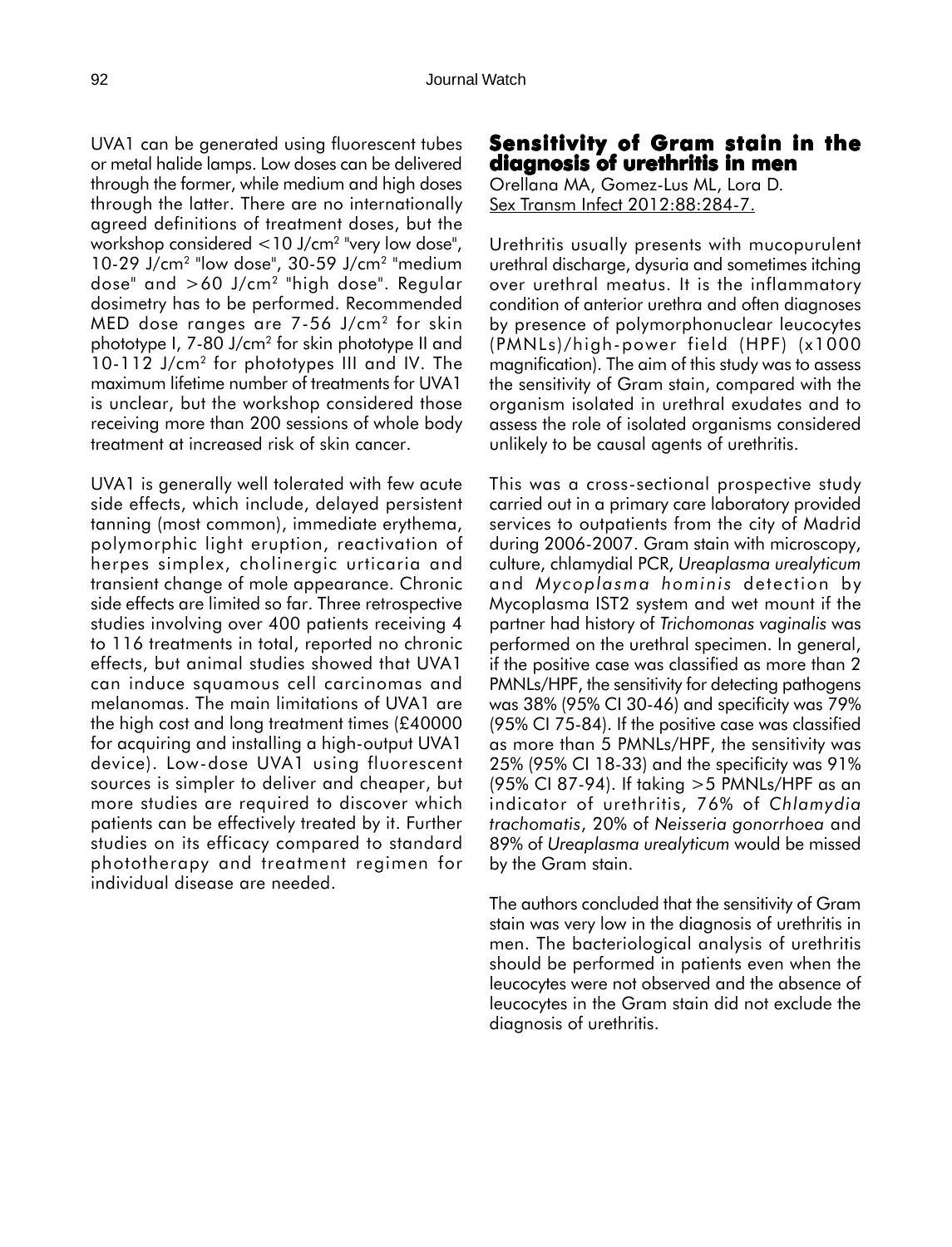UVA1 can be generated using fluorescent tubes or metal halide lamps. Low doses can be delivered through the former, while medium and high doses through the latter. There are no internationally agreed definitions of treatment doses, but the workshop considered <10 J/cm$^2$ "very low dose", 10-29 J/cm$^2$ "low dose", 30-59 J/cm$^2$ "medium dose" and >60 J/cm$^2$ "high dose". Regular dosimetry has to be performed. Recommended MED dose ranges are 7-56 J/cm$^2$ for skin phototype I, 7-80 J/cm$^2$ for skin phototype II and 10-112 J/cm$^2$ for phototypes III and IV. The maximum lifetime number of treatments for UVA1 is unclear, but the workshop considered those receiving more than 200 sessions of whole body treatment at increased risk of skin cancer.

UVA1 is generally well tolerated with few acute side effects, which include, delayed persistent tanning (most common), immediate erythema, polymorphic light eruption, reactivation of herpes simplex, cholinergic urticaria and transient change of mole appearance. Chronic side effects are limited so far. Three retrospective studies involving over 400 patients receiving 4 to 116 treatments in total, reported no chronic effects, but animal studies showed that UVA1 can induce squamous cell carcinomas and melanomas. The main limitations of UVA1 are the high cost and long treatment times (£40000 for acquiring and installing a high-output UVA1 device). Low-dose UVA1 using fluorescent sources is simpler to deliver and cheaper, but more studies are required to discover which patients can be effectively treated by it. Further studies on its efficacy compared to standard phototherapy and treatment regimen for individual disease are needed.

## Sensitivity of Gram stain in the diagnosis of urethritis in men

Orellana MA, Gomez-Lus ML, Lora D.
Sex Transm Infect 2012:88:284-7.

Urethritis usually presents with mucopurulent urethral discharge, dysuria and sometimes itching over urethral meatus. It is the inflammatory condition of anterior urethra and often diagnoses by presence of polymorphonuclear leucocytes (PMNLs)/high-power field (HPF) (x1000 magnification). The aim of this study was to assess the sensitivity of Gram stain, compared with the organism isolated in urethral exudates and to assess the role of isolated organisms considered unlikely to be causal agents of urethritis.

This was a cross-sectional prospective study carried out in a primary care laboratory provided services to outpatients from the city of Madrid during 2006-2007. Gram stain with microscopy, culture, chlamydial PCR, *Ureaplasma urealyticum* and *Mycoplasma hominis* detection by Mycoplasma IST2 system and wet mount if the partner had history of *Trichomonas vaginalis* was performed on the urethral specimen. In general, if the positive case was classified as more than 2 PMNLs/HPF, the sensitivity for detecting pathogens was 38% (95% CI 30-46) and specificity was 79% (95% CI 75-84). If the positive case was classified as more than 5 PMNLs/HPF, the sensitivity was 25% (95% CI 18-33) and the specificity was 91% (95% CI 87-94). If taking >5 PMNLs/HPF as an indicator of urethritis, 76% of *Chlamydia trachomatis*, 20% of *Neisseria gonorrhoea* and 89% of *Ureaplasma urealyticum* would be missed by the Gram stain.

The authors concluded that the sensitivity of Gram stain was very low in the diagnosis of urethritis in men. The bacteriological analysis of urethritis should be performed in patients even when the leucocytes were not observed and the absence of leucocytes in the Gram stain did not exclude the diagnosis of urethritis.